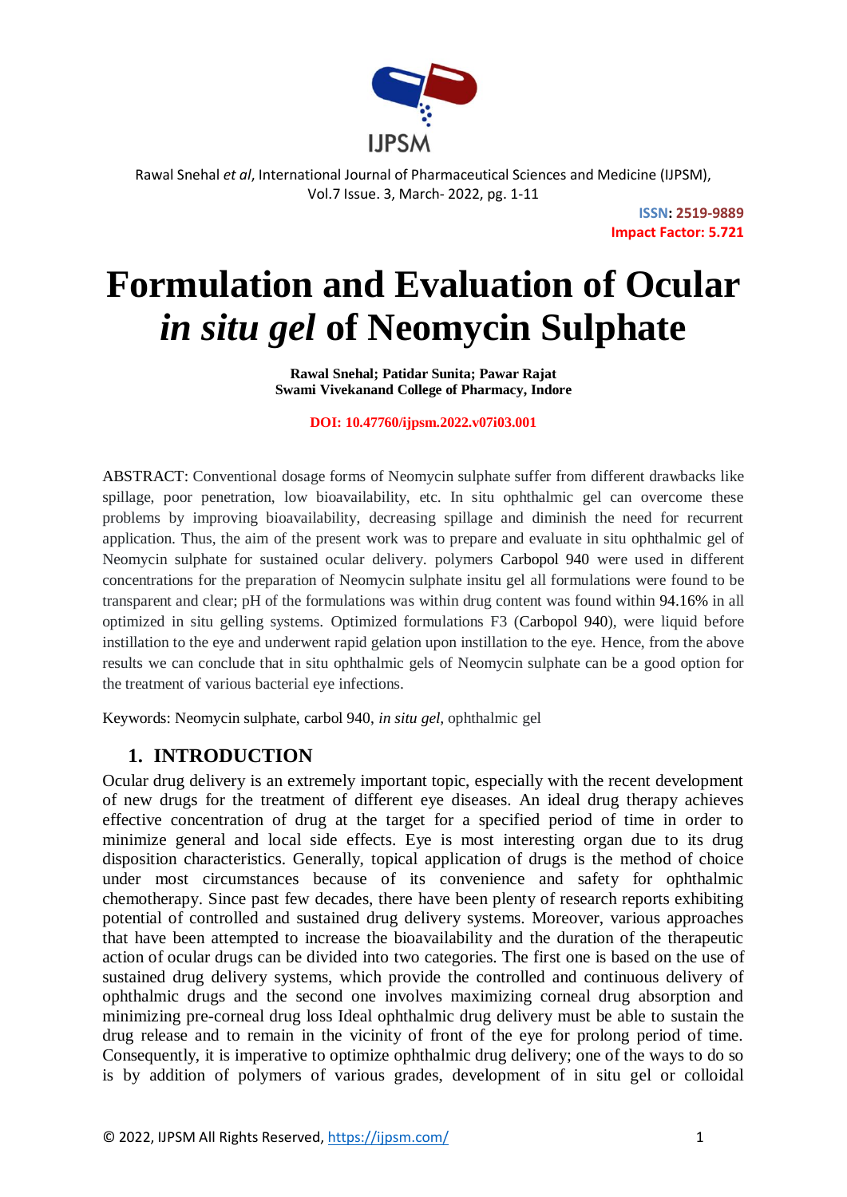ISSN: 2519-9889
Impact Factor: 5.721

# Formulation and Evaluation of Ocular *in situ gel* of Neomycin Sulphate

**Rawal Snehal; Patidar Sunita; Pawar Rajat**
**Swami Vivekanand College of Pharmacy, Indore**

**DOI: 10.47760/ijpsm.2022.v07i03.001**

ABSTRACT: Conventional dosage forms of Neomycin sulphate suffer from different drawbacks like spillage, poor penetration, low bioavailability, etc. In situ ophthalmic gel can overcome these problems by improving bioavailability, decreasing spillage and diminish the need for recurrent application. Thus, the aim of the present work was to prepare and evaluate in situ ophthalmic gel of Neomycin sulphate for sustained ocular delivery. polymers Carbopol 940 were used in different concentrations for the preparation of Neomycin sulphate insitu gel all formulations were found to be transparent and clear; pH of the formulations was within drug content was found within 94.16% in all optimized in situ gelling systems. Optimized formulations F3 (Carbopol 940), were liquid before instillation to the eye and underwent rapid gelation upon instillation to the eye. Hence, from the above results we can conclude that in situ ophthalmic gels of Neomycin sulphate can be a good option for the treatment of various bacterial eye infections.

Keywords: Neomycin sulphate, carbol 940, *in situ gel*, ophthalmic gel

## 1. INTRODUCTION

Ocular drug delivery is an extremely important topic, especially with the recent development of new drugs for the treatment of different eye diseases. An ideal drug therapy achieves effective concentration of drug at the target for a specified period of time in order to minimize general and local side effects. Eye is most interesting organ due to its drug disposition characteristics. Generally, topical application of drugs is the method of choice under most circumstances because of its convenience and safety for ophthalmic chemotherapy. Since past few decades, there have been plenty of research reports exhibiting potential of controlled and sustained drug delivery systems. Moreover, various approaches that have been attempted to increase the bioavailability and the duration of the therapeutic action of ocular drugs can be divided into two categories. The first one is based on the use of sustained drug delivery systems, which provide the controlled and continuous delivery of ophthalmic drugs and the second one involves maximizing corneal drug absorption and minimizing pre-corneal drug loss Ideal ophthalmic drug delivery must be able to sustain the drug release and to remain in the vicinity of front of the eye for prolong period of time. Consequently, it is imperative to optimize ophthalmic drug delivery; one of the ways to do so is by addition of polymers of various grades, development of in situ gel or colloidal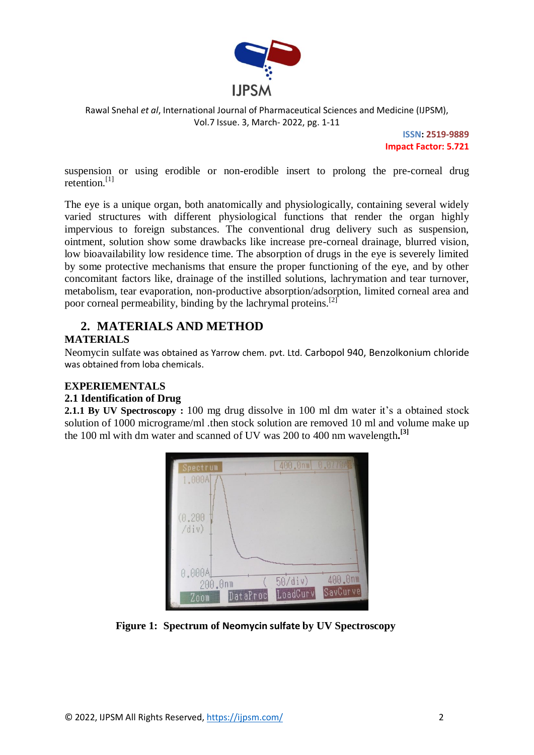suspension or using erodible or non-erodible insert to prolong the pre-corneal drug retention.[1]

The eye is a unique organ, both anatomically and physiologically, containing several widely varied structures with different physiological functions that render the organ highly impervious to foreign substances. The conventional drug delivery such as suspension, ointment, solution show some drawbacks like increase pre-corneal drainage, blurred vision, low bioavailability low residence time. The absorption of drugs in the eye is severely limited by some protective mechanisms that ensure the proper functioning of the eye, and by other concomitant factors like, drainage of the instilled solutions, lachrymation and tear turnover, metabolism, tear evaporation, non-productive absorption/adsorption, limited corneal area and poor corneal permeability, binding by the lachrymal proteins.[2]

## 2. MATERIALS AND METHOD

### MATERIALS

Neomycin sulfate was obtained as Yarrow chem. pvt. Ltd. Carbopol 940, Benzolkonium chloride was obtained from loba chemicals.

### EXPERIEMENTALS

### 2.1 Identification of Drug

**2.1.1 By UV Spectroscopy :** 100 mg drug dissolve in 100 ml dm water it's a obtained stock solution of 1000 micrograme/ml .then stock solution are removed 10 ml and volume make up the 100 ml with dm water and scanned of UV was 200 to 400 nm wavelength.[3]

**Figure 1: Spectrum of Neomycin sulfate by UV Spectroscopy**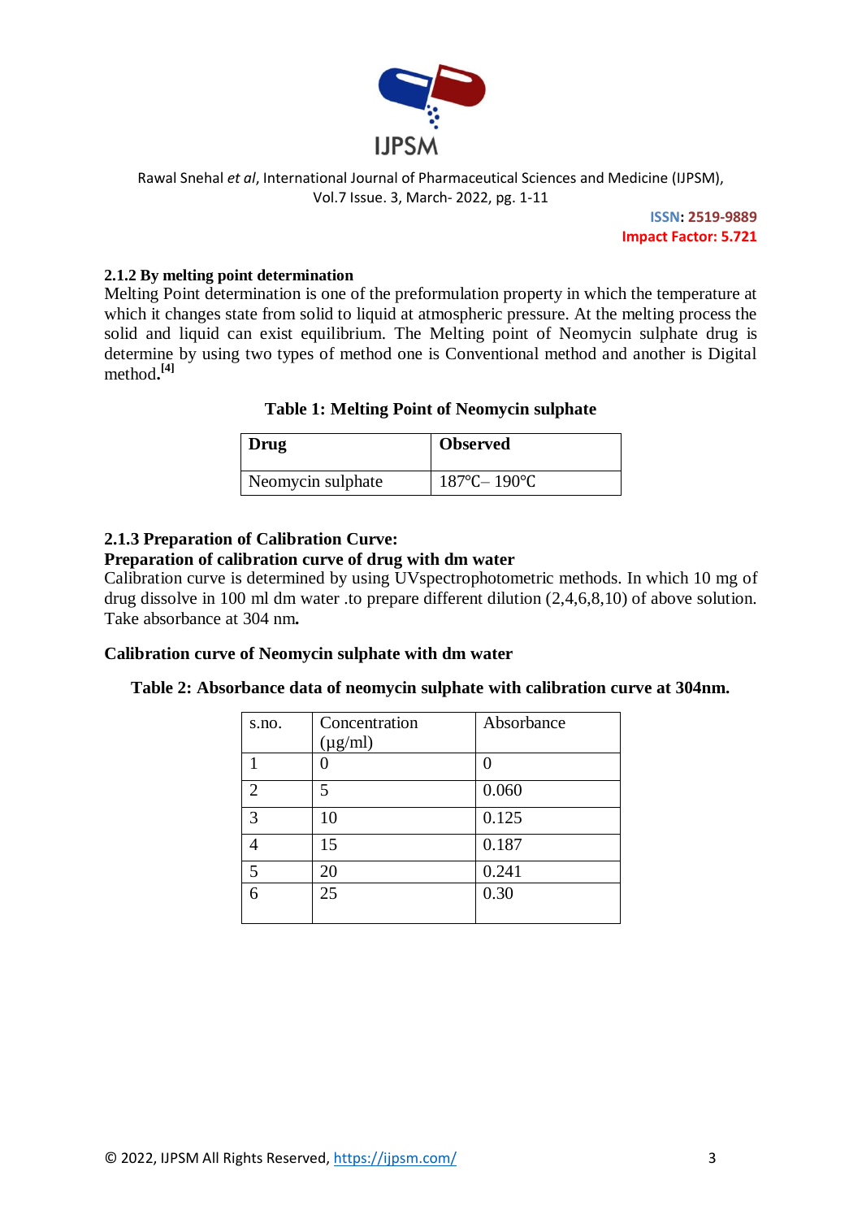#### 2.1.2 By melting point determination

Melting Point determination is one of the preformulation property in which the temperature at which it changes state from solid to liquid at atmospheric pressure. At the melting process the solid and liquid can exist equilibrium. The Melting point of Neomycin sulphate drug is determine by using two types of method one is Conventional method and another is Digital method.[4]

**Table 1: Melting Point of Neomycin sulphate**

| Drug | Observed |
|---|---|
| Neomycin sulphate | 187℃– 190℃ |

#### 2.1.3 Preparation of Calibration Curve:

**Preparation of calibration curve of drug with dm water**

Calibration curve is determined by using UVspectrophotometric methods. In which 10 mg of drug dissolve in 100 ml dm water .to prepare different dilution (2,4,6,8,10) of above solution. Take absorbance at 304 nm.

**Calibration curve of Neomycin sulphate with dm water**

**Table 2: Absorbance data of neomycin sulphate with calibration curve at 304nm.**

| s.no. | Concentration (µg/ml) | Absorbance |
|---|---|---|
| 1 | 0 | 0 |
| 2 | 5 | 0.060 |
| 3 | 10 | 0.125 |
| 4 | 15 | 0.187 |
| 5 | 20 | 0.241 |
| 6 | 25 | 0.30 |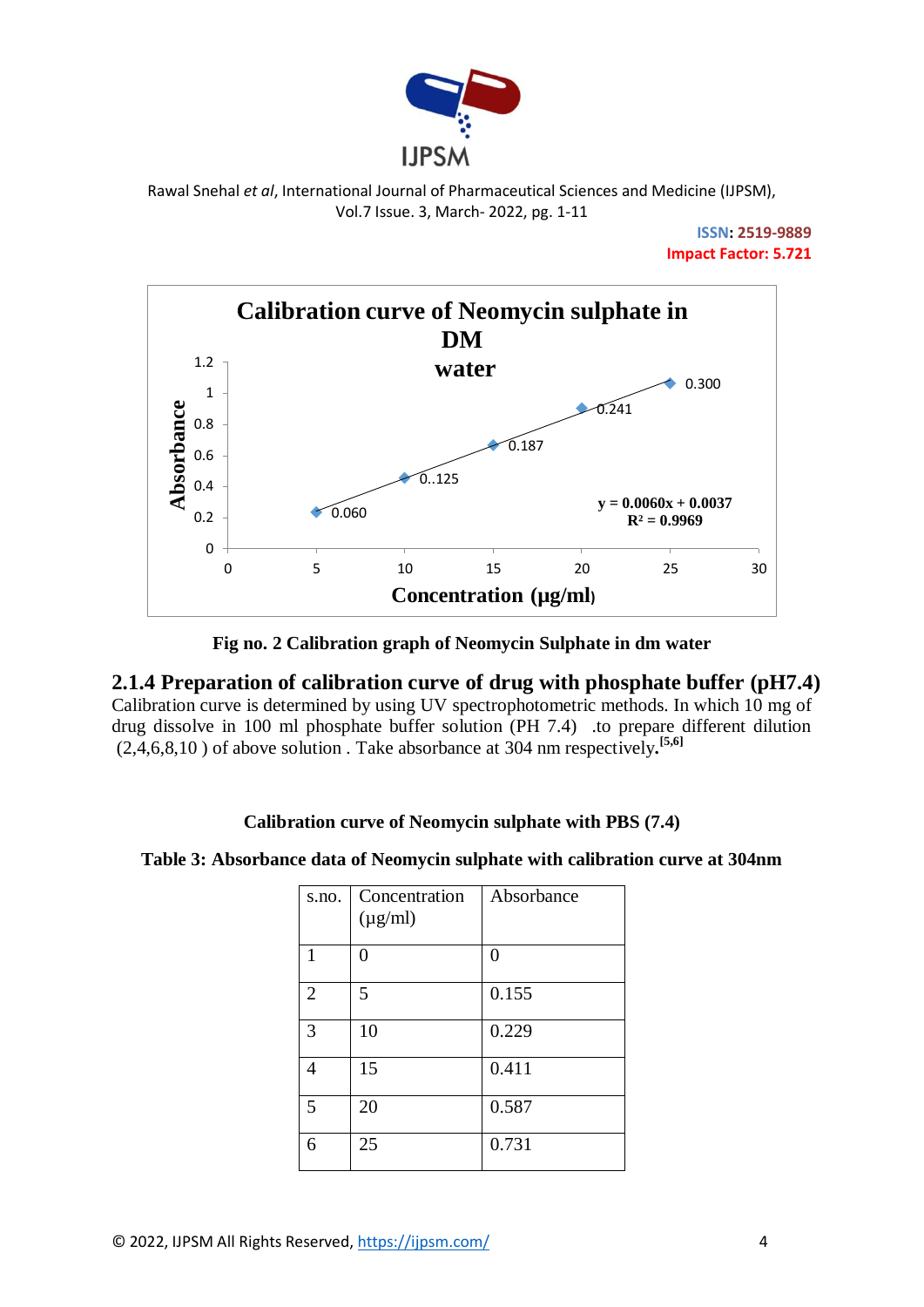Fig no. 2 Calibration graph of Neomycin Sulphate in dm water

### 2.1.4 Preparation of calibration curve of drug with phosphate buffer (pH7.4)

Calibration curve is determined by using UV spectrophotometric methods. In which 10 mg of drug dissolve in 100 ml phosphate buffer solution (PH 7.4) .to prepare different dilution (2,4,6,8,10 ) of above solution . Take absorbance at 304 nm respectively.[5,6]

**Calibration curve of Neomycin sulphate with PBS (7.4)**

**Table 3: Absorbance data of Neomycin sulphate with calibration curve at 304nm**

| s.no. | Concentration (µg/ml) | Absorbance |
|---|---|---|
| 1 | 0 | 0 |
| 2 | 5 | 0.155 |
| 3 | 10 | 0.229 |
| 4 | 15 | 0.411 |
| 5 | 20 | 0.587 |
| 6 | 25 | 0.731 |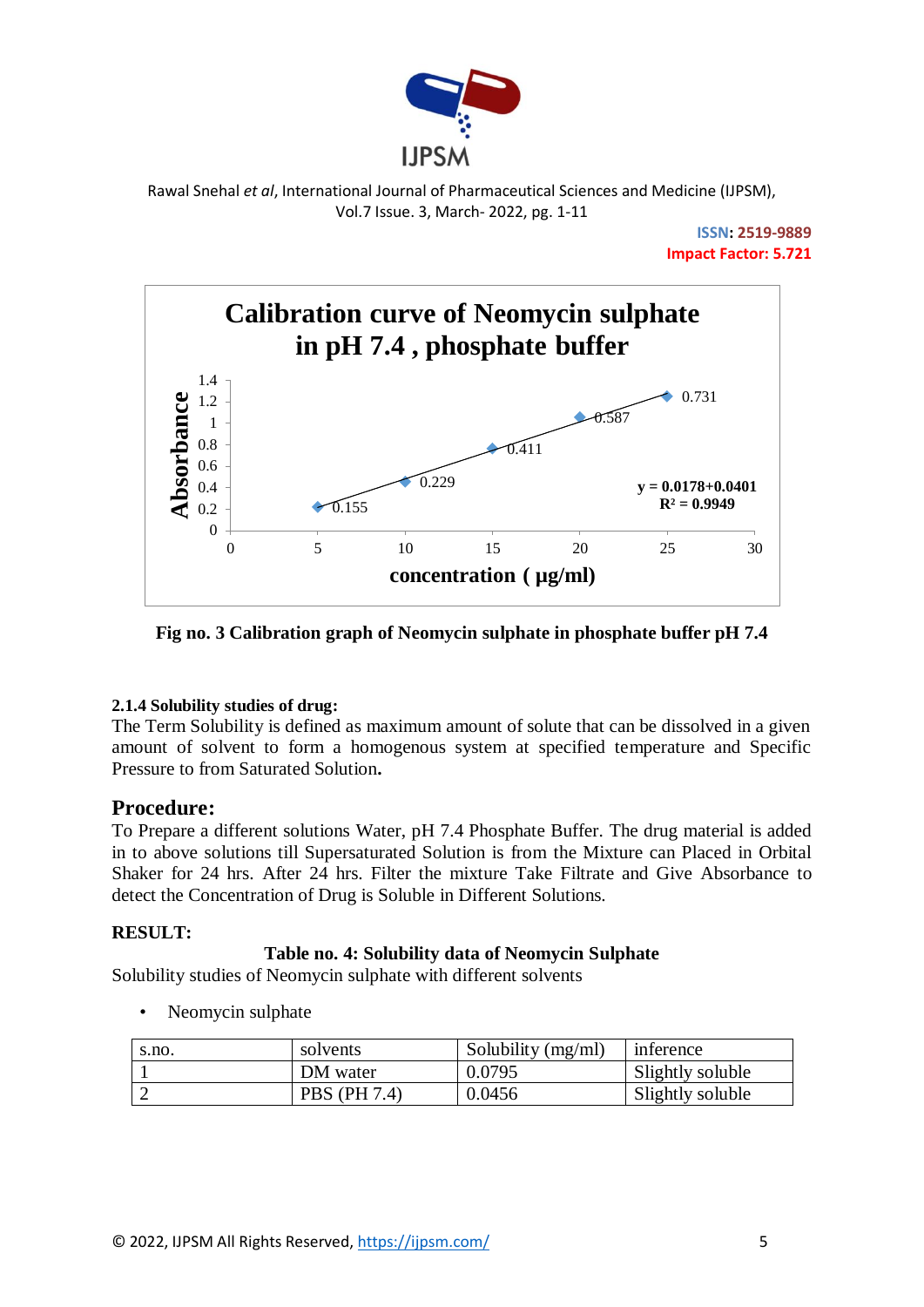Fig no. 3 Calibration graph of Neomycin sulphate in phosphate buffer pH 7.4

**2.1.4 Solubility studies of drug:**

The Term Solubility is defined as maximum amount of solute that can be dissolved in a given amount of solvent to form a homogenous system at specified temperature and Specific Pressure to from Saturated Solution**.**

## Procedure:

To Prepare a different solutions Water, pH 7.4 Phosphate Buffer. The drug material is added in to above solutions till Supersaturated Solution is from the Mixture can Placed in Orbital Shaker for 24 hrs. After 24 hrs. Filter the mixture Take Filtrate and Give Absorbance to detect the Concentration of Drug is Soluble in Different Solutions.

**RESULT:**

**Table no. 4: Solubility data of Neomycin Sulphate**

Solubility studies of Neomycin sulphate with different solvents

- Neomycin sulphate

| s.no. | solvents | Solubility (mg/ml) | inference |
|---|---|---|---|
| 1 | DM water | 0.0795 | Slightly soluble |
| 2 | PBS (PH 7.4) | 0.0456 | Slightly soluble |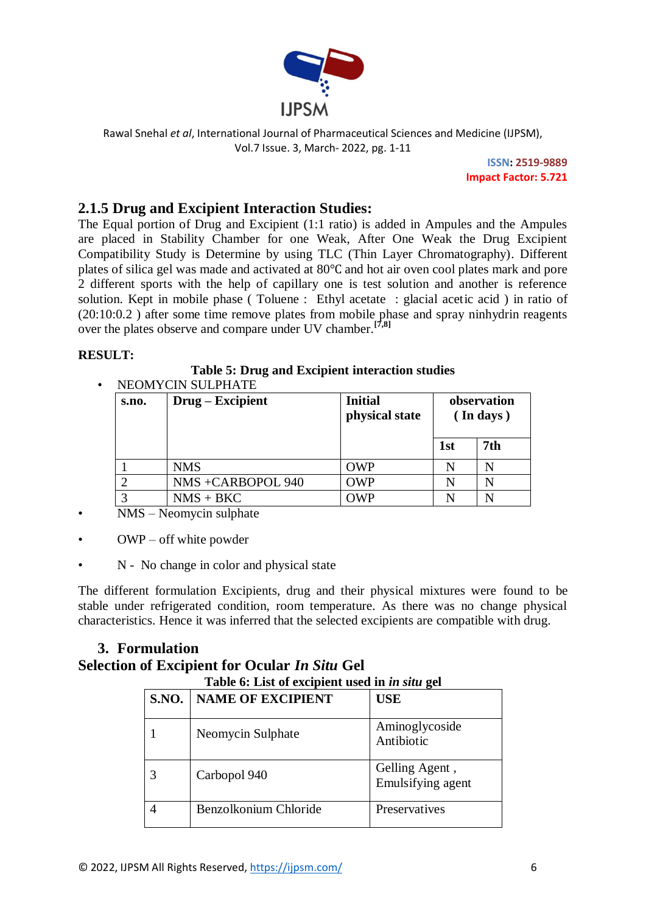### 2.1.5 Drug and Excipient Interaction Studies:

The Equal portion of Drug and Excipient (1:1 ratio) is added in Ampules and the Ampules are placed in Stability Chamber for one Weak, After One Weak the Drug Excipient Compatibility Study is Determine by using TLC (Thin Layer Chromatography). Different plates of silica gel was made and activated at 80℃ and hot air oven cool plates mark and pore 2 different sports with the help of capillary one is test solution and another is reference solution. Kept in mobile phase ( Toluene : Ethyl acetate : glacial acetic acid ) in ratio of (20:10:0.2 ) after some time remove plates from mobile phase and spray ninhydrin reagents over the plates observe and compare under UV chamber.[7,8]

**RESULT:**

**Table 5: Drug and Excipient interaction studies**

- NEOMYCIN SULPHATE

| s.no. | Drug – Excipient | Initial physical state | observation ( In days ) | |
|---|---|---|---|---|
| | | | 1st | 7th |
| 1 | NMS | OWP | N | N |
| 2 | NMS +CARBOPOL 940 | OWP | N | N |
| 3 | NMS + BKC | OWP | N | N |

- NMS – Neomycin sulphate
- OWP – off white powder
- N - No change in color and physical state

The different formulation Excipients, drug and their physical mixtures were found to be stable under refrigerated condition, room temperature. As there was no change physical characteristics. Hence it was inferred that the selected excipients are compatible with drug.

## 3. Formulation

### Selection of Excipient for Ocular *In Situ* Gel

**Table 6: List of excipient used in *in situ* gel**

| S.NO. | NAME OF EXCIPIENT | USE |
|---|---|---|
| 1 | Neomycin Sulphate | Aminoglycoside Antibiotic |
| 3 | Carbopol 940 | Gelling Agent , Emulsifying agent |
| 4 | Benzolkonium Chloride | Preservatives |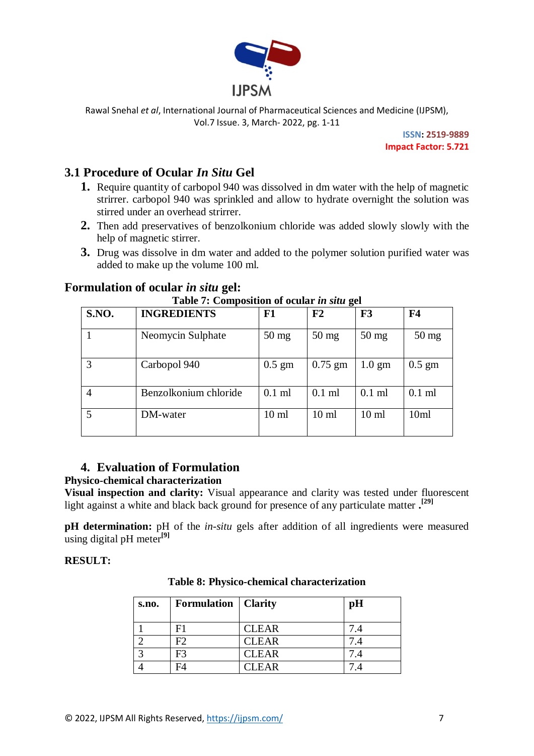## 3.1 Procedure of Ocular *In Situ* Gel

1. Require quantity of carbopol 940 was dissolved in dm water with the help of magnetic strirrer. carbopol 940 was sprinkled and allow to hydrate overnight the solution was stirred under an overhead strirrer.
2. Then add preservatives of benzolkonium chloride was added slowly slowly with the help of magnetic stirrer.
3. Drug was dissolve in dm water and added to the polymer solution purified water was added to make up the volume 100 ml.

## Formulation of ocular *in situ* gel:

**Table 7: Composition of ocular *in situ* gel**

| S.NO. | INGREDIENTS | F1 | F2 | F3 | F4 |
|---|---|---|---|---|---|
| 1 | Neomycin Sulphate | 50 mg | 50 mg | 50 mg | 50 mg |
| 3 | Carbopol 940 | 0.5 gm | 0.75 gm | 1.0 gm | 0.5 gm |
| 4 | Benzolkonium chloride | 0.1 ml | 0.1 ml | 0.1 ml | 0.1 ml |
| 5 | DM-water | 10 ml | 10 ml | 10 ml | 10ml |

## 4. Evaluation of Formulation

**Physico-chemical characterization**

**Visual inspection and clarity:** Visual appearance and clarity was tested under fluorescent light against a white and black back ground for presence of any particulate matter .[29]

**pH determination:** pH of the *in-situ* gels after addition of all ingredients were measured using digital pH meter[9]

**RESULT:**

**Table 8: Physico-chemical characterization**

| s.no. | Formulation | Clarity | pH |
|---|---|---|---|
| 1 | F1 | CLEAR | 7.4 |
| 2 | F2 | CLEAR | 7.4 |
| 3 | F3 | CLEAR | 7.4 |
| 4 | F4 | CLEAR | 7.4 |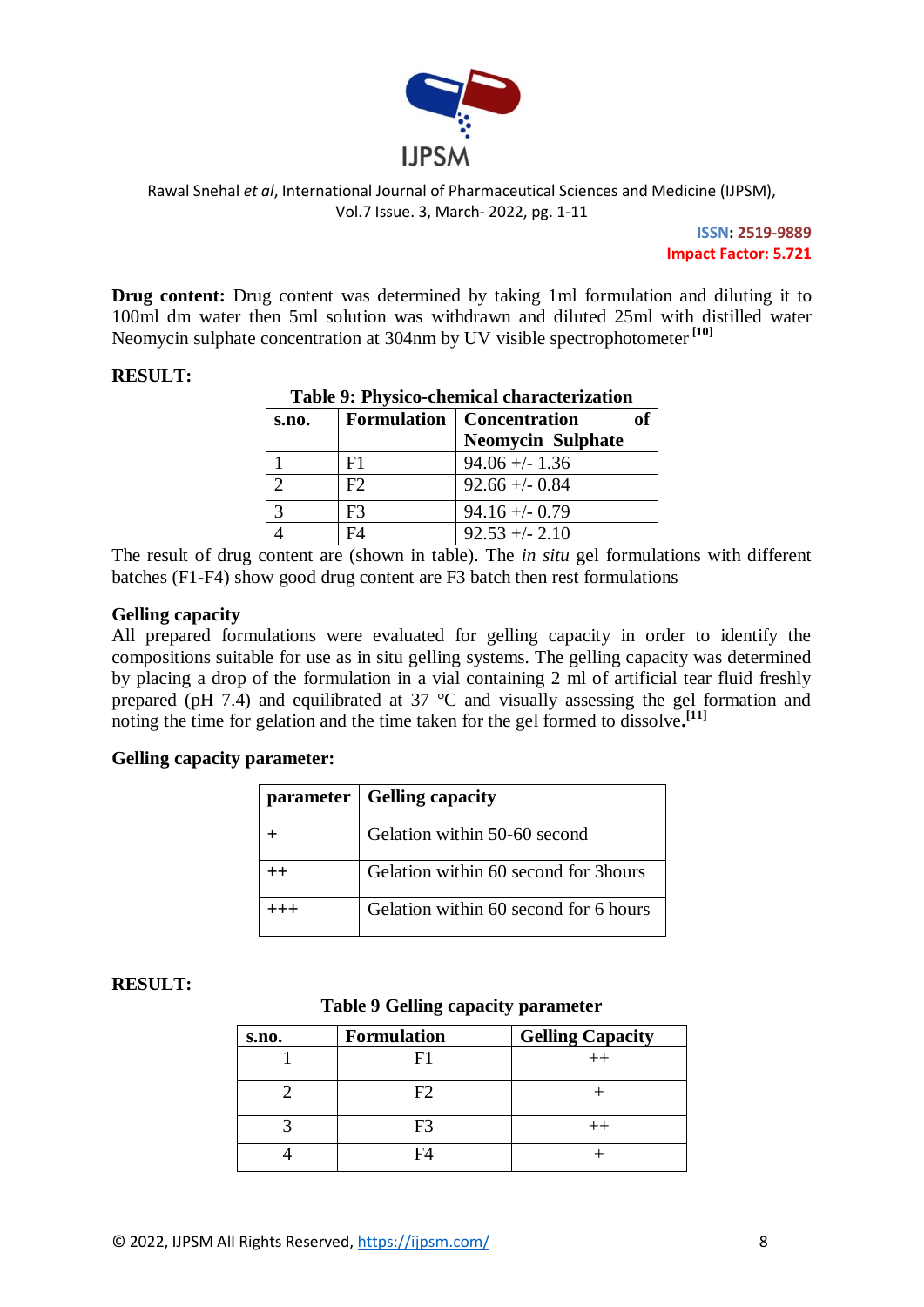**Drug content:** Drug content was determined by taking 1ml formulation and diluting it to 100ml dm water then 5ml solution was withdrawn and diluted 25ml with distilled water Neomycin sulphate concentration at 304nm by UV visible spectrophotometer [10]

**RESULT:**

**Table 9: Physico-chemical characterization**

| s.no. | Formulation | Concentration of Neomycin Sulphate |
|---|---|---|
| 1 | F1 | 94.06 +/- 1.36 |
| 2 | F2 | 92.66 +/- 0.84 |
| 3 | F3 | 94.16 +/- 0.79 |
| 4 | F4 | 92.53 +/- 2.10 |

The result of drug content are (shown in table). The *in situ* gel formulations with different batches (F1-F4) show good drug content are F3 batch then rest formulations

**Gelling capacity**

All prepared formulations were evaluated for gelling capacity in order to identify the compositions suitable for use as in situ gelling systems. The gelling capacity was determined by placing a drop of the formulation in a vial containing 2 ml of artificial tear fluid freshly prepared (pH 7.4) and equilibrated at 37 °C and visually assessing the gel formation and noting the time for gelation and the time taken for the gel formed to dissolve**.**[11]

**Gelling capacity parameter:**

| parameter | Gelling capacity |
|---|---|
| + | Gelation within 50-60 second |
| ++ | Gelation within 60 second for 3hours |
| +++ | Gelation within 60 second for 6 hours |

**RESULT:**

**Table 9 Gelling capacity parameter**

| s.no. | Formulation | Gelling Capacity |
|---|---|---|
| 1 | F1 | ++ |
| 2 | F2 | + |
| 3 | F3 | ++ |
| 4 | F4 | + |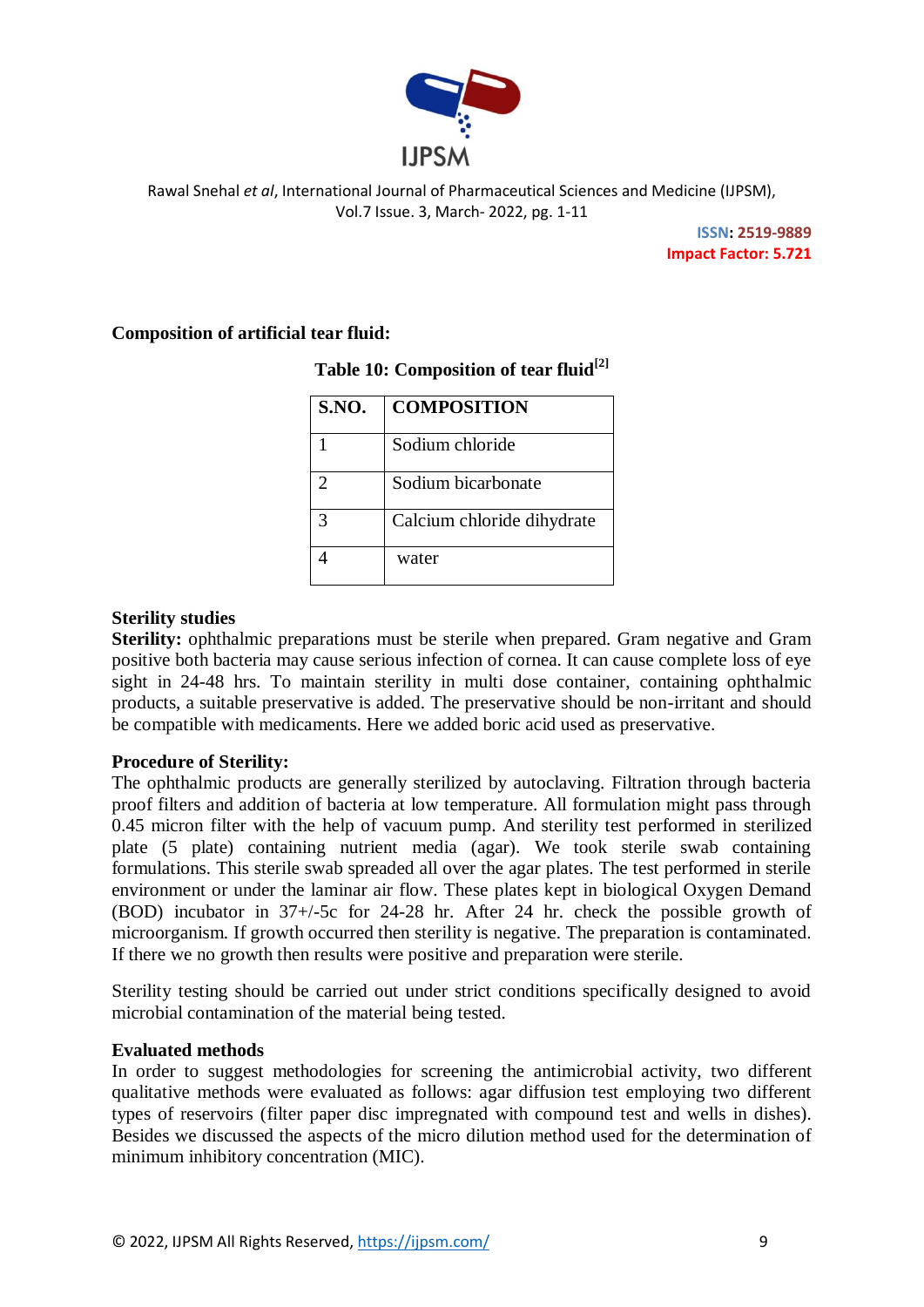**Composition of artificial tear fluid:**

**Table 10: Composition of tear fluid[2]**

| S.NO. | COMPOSITION |
|---|---|
| 1 | Sodium chloride |
| 2 | Sodium bicarbonate |
| 3 | Calcium chloride dihydrate |
| 4 | water |

**Sterility studies**

**Sterility:** ophthalmic preparations must be sterile when prepared. Gram negative and Gram positive both bacteria may cause serious infection of cornea. It can cause complete loss of eye sight in 24-48 hrs. To maintain sterility in multi dose container, containing ophthalmic products, a suitable preservative is added. The preservative should be non-irritant and should be compatible with medicaments. Here we added boric acid used as preservative.

**Procedure of Sterility:**

The ophthalmic products are generally sterilized by autoclaving. Filtration through bacteria proof filters and addition of bacteria at low temperature. All formulation might pass through 0.45 micron filter with the help of vacuum pump. And sterility test performed in sterilized plate (5 plate) containing nutrient media (agar). We took sterile swab containing formulations. This sterile swab spreaded all over the agar plates. The test performed in sterile environment or under the laminar air flow. These plates kept in biological Oxygen Demand (BOD) incubator in 37+/-5c for 24-28 hr. After 24 hr. check the possible growth of microorganism. If growth occurred then sterility is negative. The preparation is contaminated. If there we no growth then results were positive and preparation were sterile.

Sterility testing should be carried out under strict conditions specifically designed to avoid microbial contamination of the material being tested.

**Evaluated methods**

In order to suggest methodologies for screening the antimicrobial activity, two different qualitative methods were evaluated as follows: agar diffusion test employing two different types of reservoirs (filter paper disc impregnated with compound test and wells in dishes). Besides we discussed the aspects of the micro dilution method used for the determination of minimum inhibitory concentration (MIC).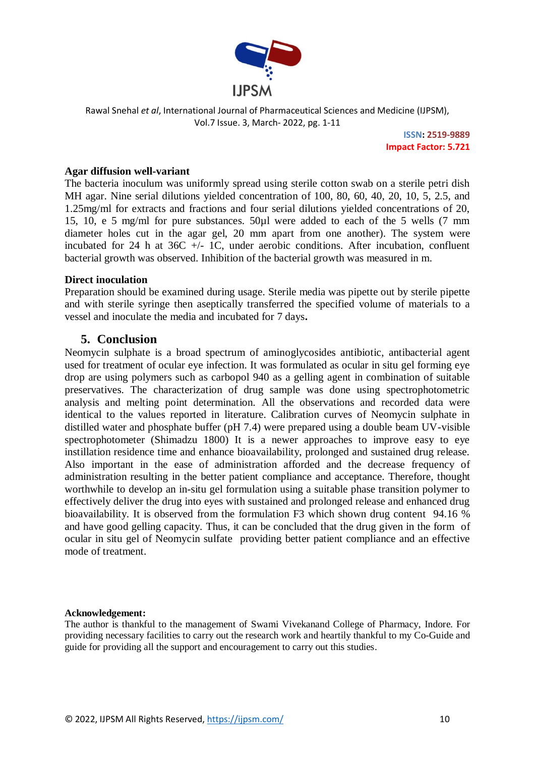**Agar diffusion well-variant**

The bacteria inoculum was uniformly spread using sterile cotton swab on a sterile petri dish MH agar. Nine serial dilutions yielded concentration of 100, 80, 60, 40, 20, 10, 5, 2.5, and 1.25mg/ml for extracts and fractions and four serial dilutions yielded concentrations of 20, 15, 10, e 5 mg/ml for pure substances. 50µl were added to each of the 5 wells (7 mm diameter holes cut in the agar gel, 20 mm apart from one another). The system were incubated for 24 h at 36C +/- 1C, under aerobic conditions. After incubation, confluent bacterial growth was observed. Inhibition of the bacterial growth was measured in m.

**Direct inoculation**

Preparation should be examined during usage. Sterile media was pipette out by sterile pipette and with sterile syringe then aseptically transferred the specified volume of materials to a vessel and inoculate the media and incubated for 7 days**.**

## 5. Conclusion

Neomycin sulphate is a broad spectrum of aminoglycosides antibiotic, antibacterial agent used for treatment of ocular eye infection. It was formulated as ocular in situ gel forming eye drop are using polymers such as carbopol 940 as a gelling agent in combination of suitable preservatives. The characterization of drug sample was done using spectrophotometric analysis and melting point determination. All the observations and recorded data were identical to the values reported in literature. Calibration curves of Neomycin sulphate in distilled water and phosphate buffer (pH 7.4) were prepared using a double beam UV-visible spectrophotometer (Shimadzu 1800) It is a newer approaches to improve easy to eye instillation residence time and enhance bioavailability, prolonged and sustained drug release. Also important in the ease of administration afforded and the decrease frequency of administration resulting in the better patient compliance and acceptance. Therefore, thought worthwhile to develop an in-situ gel formulation using a suitable phase transition polymer to effectively deliver the drug into eyes with sustained and prolonged release and enhanced drug bioavailability. It is observed from the formulation F3 which shown drug content 94.16 % and have good gelling capacity. Thus, it can be concluded that the drug given in the form of ocular in situ gel of Neomycin sulfate providing better patient compliance and an effective mode of treatment.

**Acknowledgement:**

The author is thankful to the management of Swami Vivekanand College of Pharmacy, Indore. For providing necessary facilities to carry out the research work and heartily thankful to my Co-Guide and guide for providing all the support and encouragement to carry out this studies.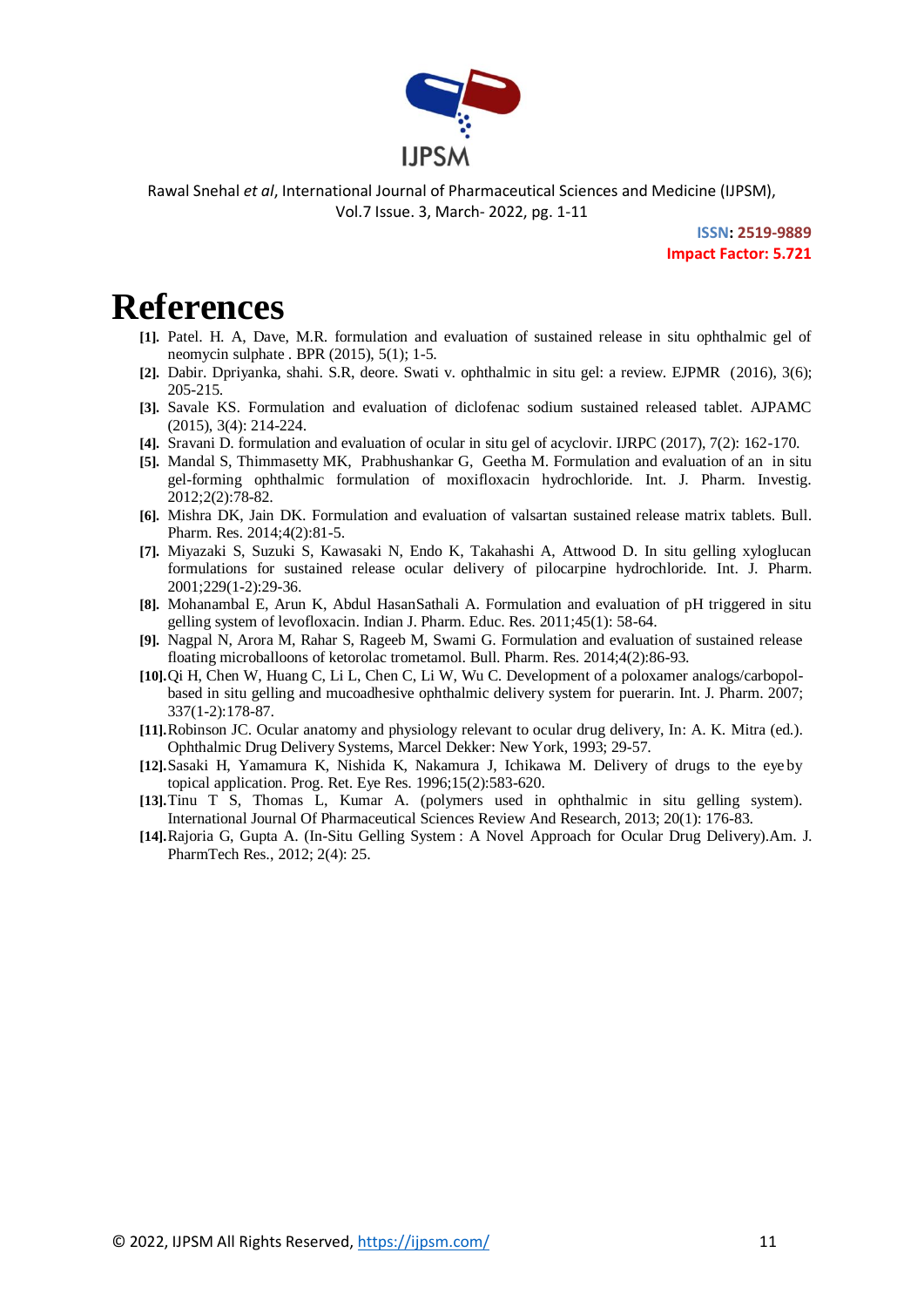# References

**[1].** Patel. H. A, Dave, M.R. formulation and evaluation of sustained release in situ ophthalmic gel of neomycin sulphate . BPR (2015), 5(1); 1-5.

**[2].** Dabir. Dpriyanka, shahi. S.R, deore. Swati v. ophthalmic in situ gel: a review. EJPMR (2016), 3(6); 205-215.

**[3].** Savale KS. Formulation and evaluation of diclofenac sodium sustained released tablet. AJPAMC (2015), 3(4): 214-224.

**[4].** Sravani D. formulation and evaluation of ocular in situ gel of acyclovir. IJRPC (2017), 7(2): 162-170.

**[5].** Mandal S, Thimmasetty MK, Prabhushankar G, Geetha M. Formulation and evaluation of an in situ gel-forming ophthalmic formulation of moxifloxacin hydrochloride. Int. J. Pharm. Investig. 2012;2(2):78-82.

**[6].** Mishra DK, Jain DK. Formulation and evaluation of valsartan sustained release matrix tablets. Bull. Pharm. Res. 2014;4(2):81-5.

**[7].** Miyazaki S, Suzuki S, Kawasaki N, Endo K, Takahashi A, Attwood D. In situ gelling xyloglucan formulations for sustained release ocular delivery of pilocarpine hydrochloride. Int. J. Pharm. 2001;229(1-2):29-36.

**[8].** Mohanambal E, Arun K, Abdul HasanSathali A. Formulation and evaluation of pH triggered in situ gelling system of levofloxacin. Indian J. Pharm. Educ. Res. 2011;45(1): 58-64.

**[9].** Nagpal N, Arora M, Rahar S, Rageeb M, Swami G. Formulation and evaluation of sustained release floating microballoons of ketorolac trometamol. Bull. Pharm. Res. 2014;4(2):86-93.

**[10].** Qi H, Chen W, Huang C, Li L, Chen C, Li W, Wu C. Development of a poloxamer analogs/carbopol-based in situ gelling and mucoadhesive ophthalmic delivery system for puerarin. Int. J. Pharm. 2007; 337(1-2):178-87.

**[11].** Robinson JC. Ocular anatomy and physiology relevant to ocular drug delivery, In: A. K. Mitra (ed.). Ophthalmic Drug Delivery Systems, Marcel Dekker: New York, 1993; 29-57.

**[12].** Sasaki H, Yamamura K, Nishida K, Nakamura J, Ichikawa M. Delivery of drugs to the eye by topical application. Prog. Ret. Eye Res. 1996;15(2):583-620.

**[13].** Tinu T S, Thomas L, Kumar A. (polymers used in ophthalmic in situ gelling system). International Journal Of Pharmaceutical Sciences Review And Research, 2013; 20(1): 176-83.

**[14].** Rajoria G, Gupta A. (In-Situ Gelling System : A Novel Approach for Ocular Drug Delivery).Am. J. PharmTech Res., 2012; 2(4): 25.